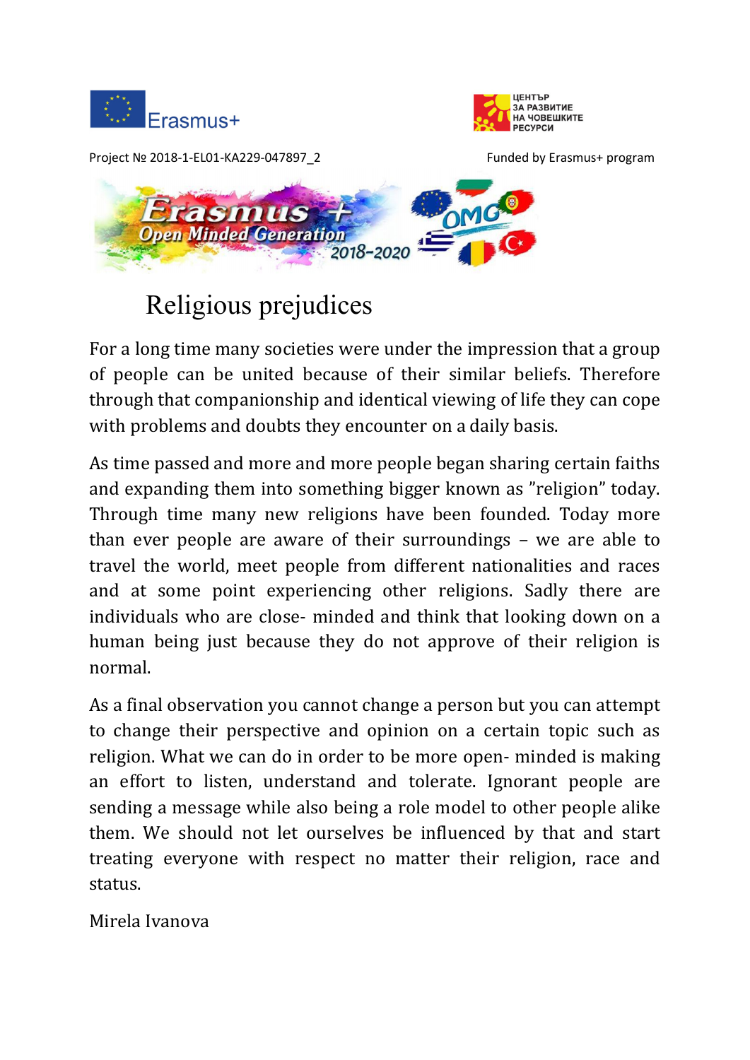Erasmus+

ЦЕНТЪР ЗА РАЗВИТИЕ НА ЧОВЕШКИТЕ РЕСУРСИ

Project № 2018-1-EL01-KA229-047897_2 Funded by Erasmus+ program

Erasmus + Open Minded Generation 2018-2020 OMG

# Religious prejudices

For a long time many societies were under the impression that a group of people can be united because of their similar beliefs. Therefore through that companionship and identical viewing of life they can cope with problems and doubts they encounter on a daily basis.

As time passed and more and more people began sharing certain faiths and expanding them into something bigger known as "religion" today. Through time many new religions have been founded. Today more than ever people are aware of their surroundings – we are able to travel the world, meet people from different nationalities and races and at some point experiencing other religions. Sadly there are individuals who are close- minded and think that looking down on a human being just because they do not approve of their religion is normal.

As a final observation you cannot change a person but you can attempt to change their perspective and opinion on a certain topic such as religion. What we can do in order to be more open- minded is making an effort to listen, understand and tolerate. Ignorant people are sending a message while also being a role model to other people alike them. We should not let ourselves be influenced by that and start treating everyone with respect no matter their religion, race and status.

Mirela Ivanova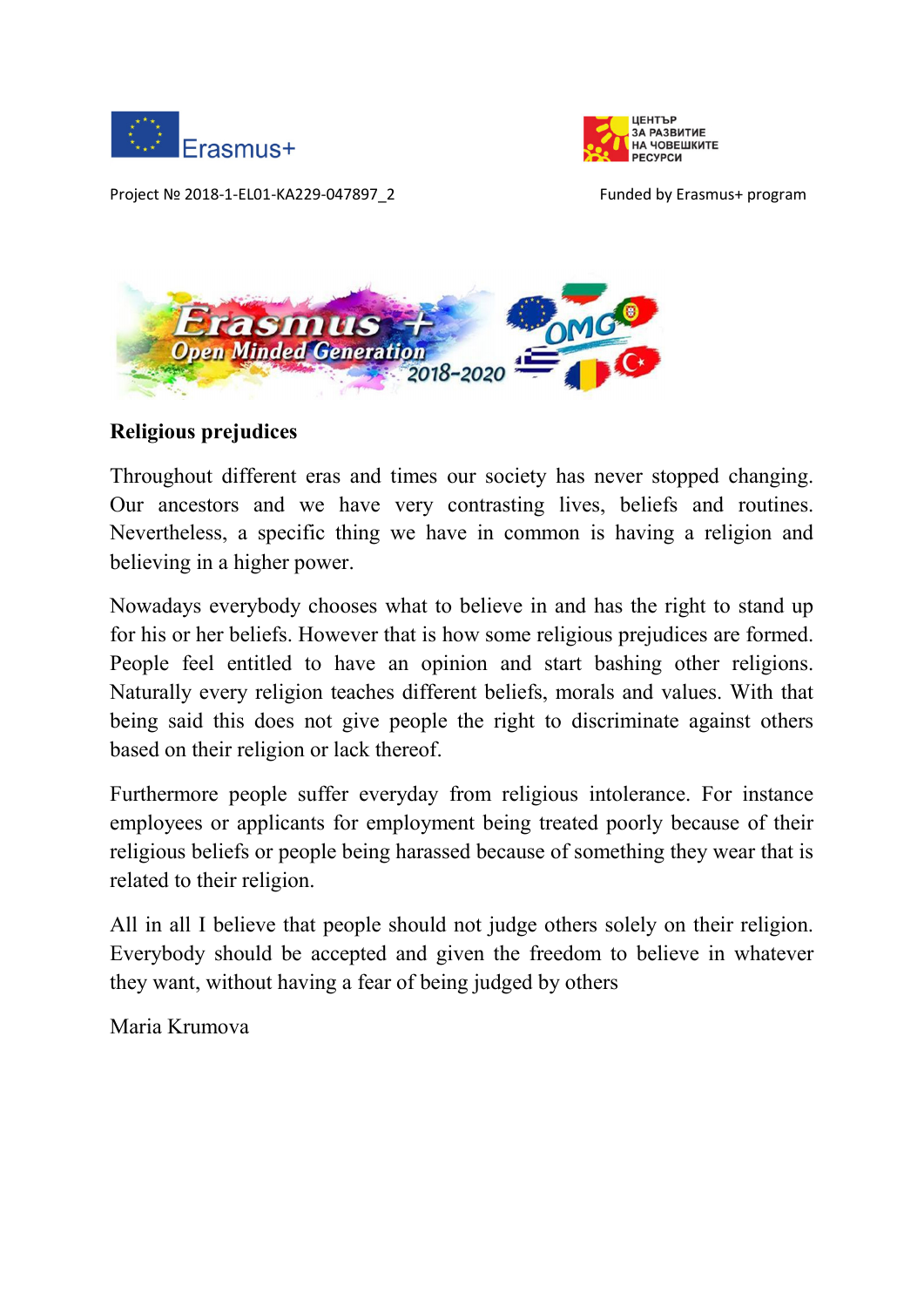Project № 2018-1-EL01-KA229-047897_2

Funded by Erasmus+ program

## Religious prejudices

Throughout different eras and times our society has never stopped changing. Our ancestors and we have very contrasting lives, beliefs and routines. Nevertheless, a specific thing we have in common is having a religion and believing in a higher power.

Nowadays everybody chooses what to believe in and has the right to stand up for his or her beliefs. However that is how some religious prejudices are formed. People feel entitled to have an opinion and start bashing other religions. Naturally every religion teaches different beliefs, morals and values. With that being said this does not give people the right to discriminate against others based on their religion or lack thereof.

Furthermore people suffer everyday from religious intolerance. For instance employees or applicants for employment being treated poorly because of their religious beliefs or people being harassed because of something they wear that is related to their religion.

All in all I believe that people should not judge others solely on their religion. Everybody should be accepted and given the freedom to believe in whatever they want, without having a fear of being judged by others

Maria Krumova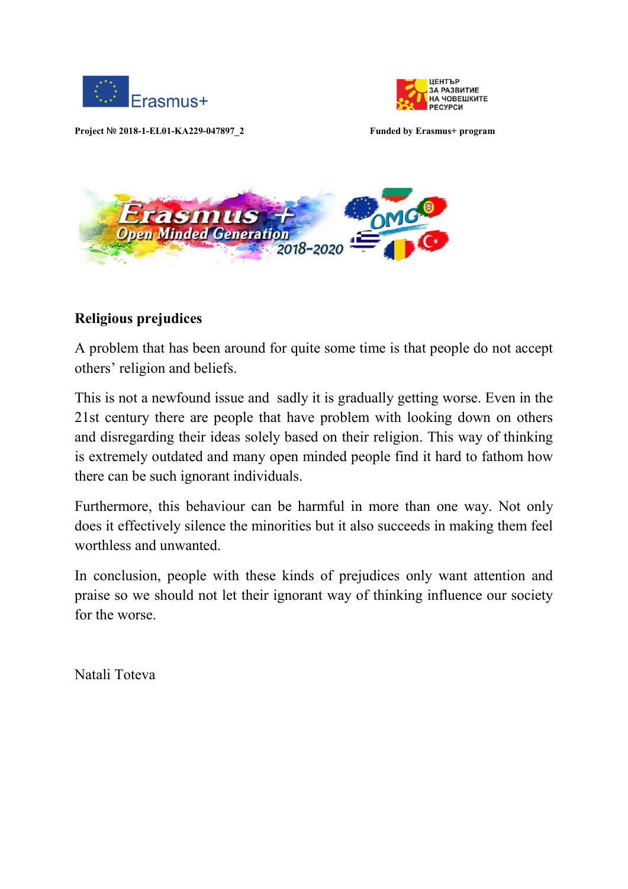Project № 2018-1-EL01-KA229-047897_2

Funded by Erasmus+ program

**Religious prejudices**

A problem that has been around for quite some time is that people do not accept others' religion and beliefs.

This is not a newfound issue and sadly it is gradually getting worse. Even in the 21st century there are people that have problem with looking down on others and disregarding their ideas solely based on their religion. This way of thinking is extremely outdated and many open minded people find it hard to fathom how there can be such ignorant individuals.

Furthermore, this behaviour can be harmful in more than one way. Not only does it effectively silence the minorities but it also succeeds in making them feel worthless and unwanted.

In conclusion, people with these kinds of prejudices only want attention and praise so we should not let their ignorant way of thinking influence our society for the worse.

Natali Toteva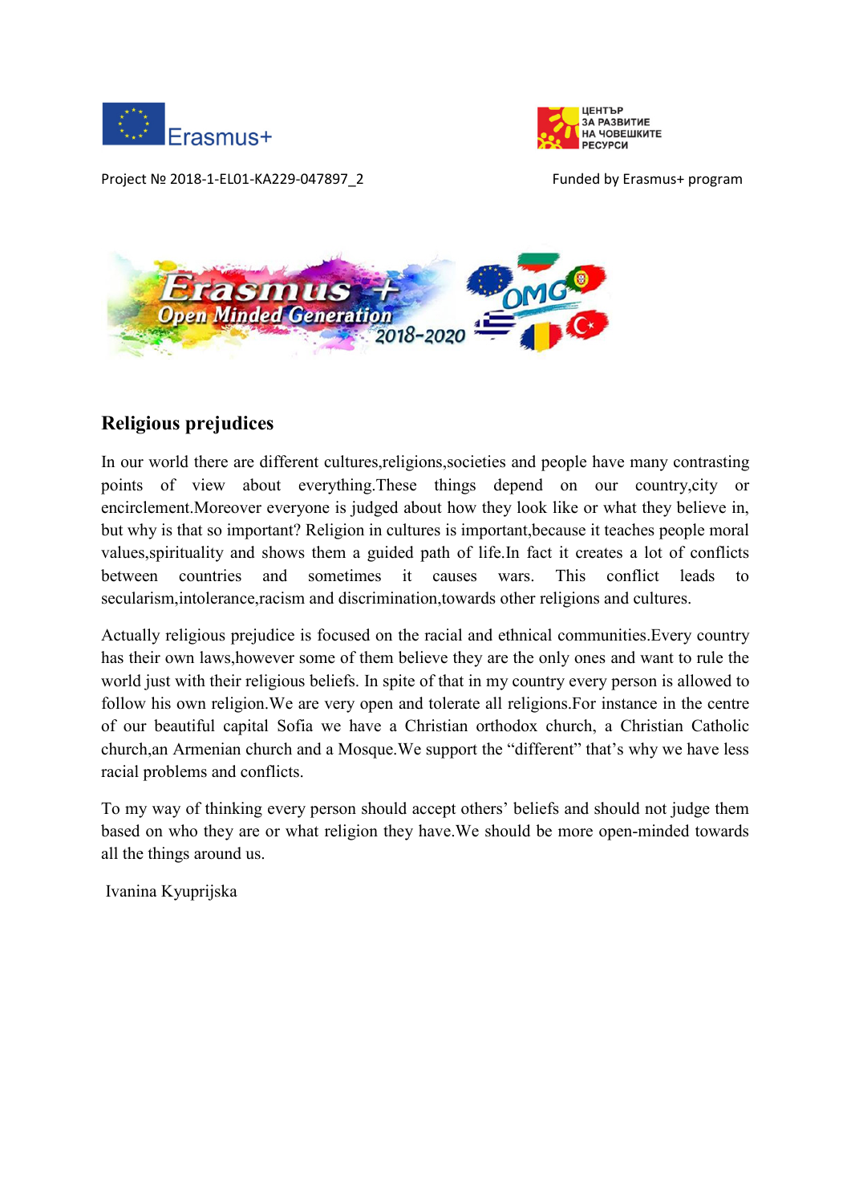Project № 2018-1-EL01-KA229-047897_2 Funded by Erasmus+ program

## Religious prejudices

In our world there are different cultures,religions,societies and people have many contrasting points of view about everything.These things depend on our country,city or encirclement.Moreover everyone is judged about how they look like or what they believe in, but why is that so important? Religion in cultures is important,because it teaches people moral values,spirituality and shows them a guided path of life.In fact it creates a lot of conflicts between countries and sometimes it causes wars. This conflict leads to secularism,intolerance,racism and discrimination,towards other religions and cultures.

Actually religious prejudice is focused on the racial and ethnical communities.Every country has their own laws,however some of them believe they are the only ones and want to rule the world just with their religious beliefs. In spite of that in my country every person is allowed to follow his own religion.We are very open and tolerate all religions.For instance in the centre of our beautiful capital Sofia we have a Christian orthodox church, a Christian Catholic church,an Armenian church and a Mosque.We support the “different” that’s why we have less racial problems and conflicts.

To my way of thinking every person should accept others’ beliefs and should not judge them based on who they are or what religion they have.We should be more open-minded towards all the things around us.

Ivanina Kyuprijska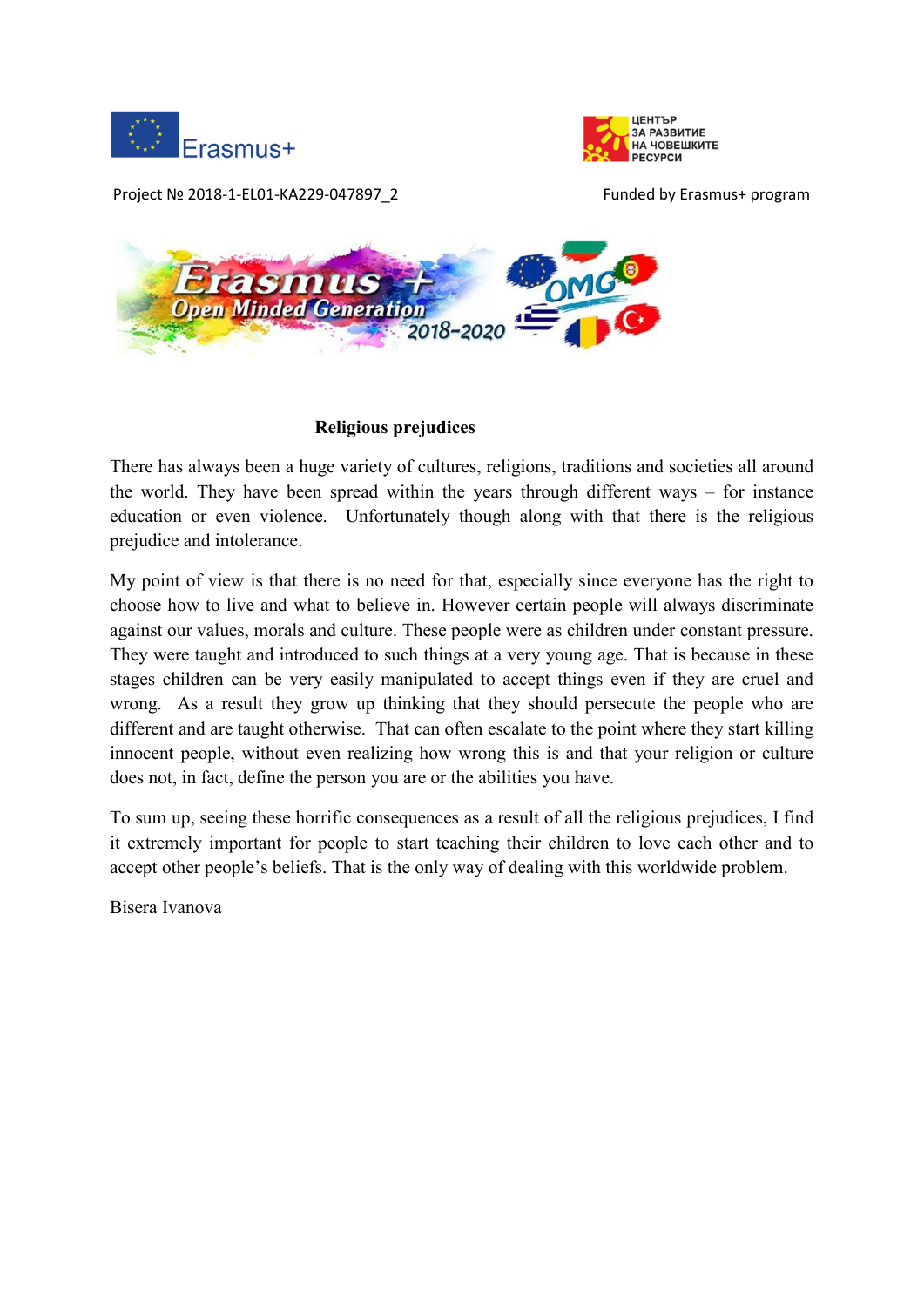Erasmus+

ЦЕНТЪР ЗА РАЗВИТИЕ НА ЧОВЕШКИТЕ РЕСУРСИ

Project № 2018-1-EL01-KA229-047897_2

Funded by Erasmus+ program

Erasmus + Open Minded Generation 2018-2020 OMG

## Religious prejudices

There has always been a huge variety of cultures, religions, traditions and societies all around the world. They have been spread within the years through different ways – for instance education or even violence. Unfortunately though along with that there is the religious prejudice and intolerance.

My point of view is that there is no need for that, especially since everyone has the right to choose how to live and what to believe in. However certain people will always discriminate against our values, morals and culture. These people were as children under constant pressure. They were taught and introduced to such things at a very young age. That is because in these stages children can be very easily manipulated to accept things even if they are cruel and wrong. As a result they grow up thinking that they should persecute the people who are different and are taught otherwise. That can often escalate to the point where they start killing innocent people, without even realizing how wrong this is and that your religion or culture does not, in fact, define the person you are or the abilities you have.

To sum up, seeing these horrific consequences as a result of all the religious prejudices, I find it extremely important for people to start teaching their children to love each other and to accept other people's beliefs. That is the only way of dealing with this worldwide problem.

Bisera Ivanova